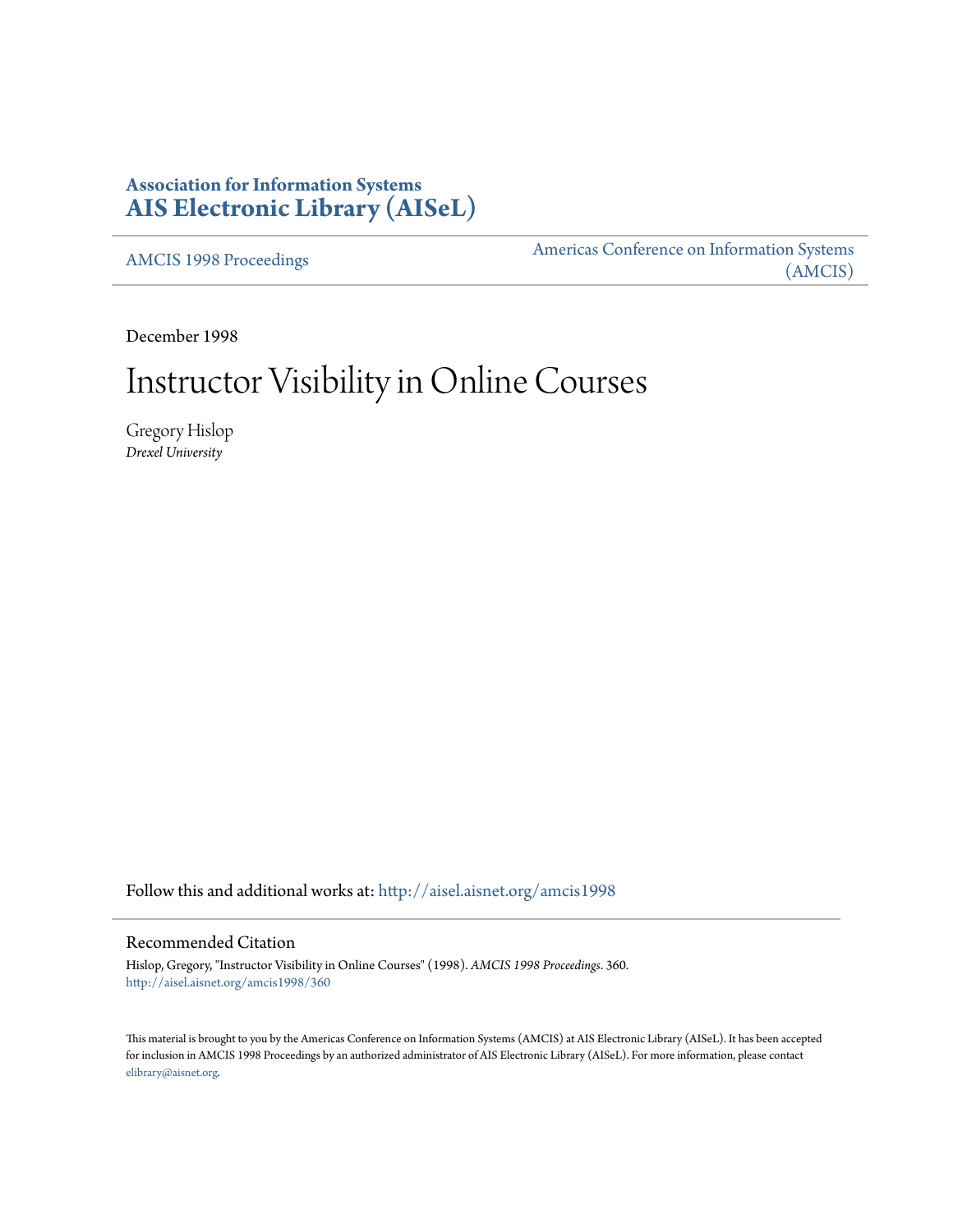**Association for Information Systems**
**AIS Electronic Library (AISeL)**

AMCIS 1998 Proceedings

Americas Conference on Information Systems (AMCIS)

December 1998

# Instructor Visibility in Online Courses

Gregory Hislop
*Drexel University*

Follow this and additional works at: http://aisel.aisnet.org/amcis1998

## Recommended Citation

Hislop, Gregory, "Instructor Visibility in Online Courses" (1998). *AMCIS 1998 Proceedings*. 360.
http://aisel.aisnet.org/amcis1998/360

This material is brought to you by the Americas Conference on Information Systems (AMCIS) at AIS Electronic Library (AISeL). It has been accepted for inclusion in AMCIS 1998 Proceedings by an authorized administrator of AIS Electronic Library (AISeL). For more information, please contact elibrary@aisnet.org.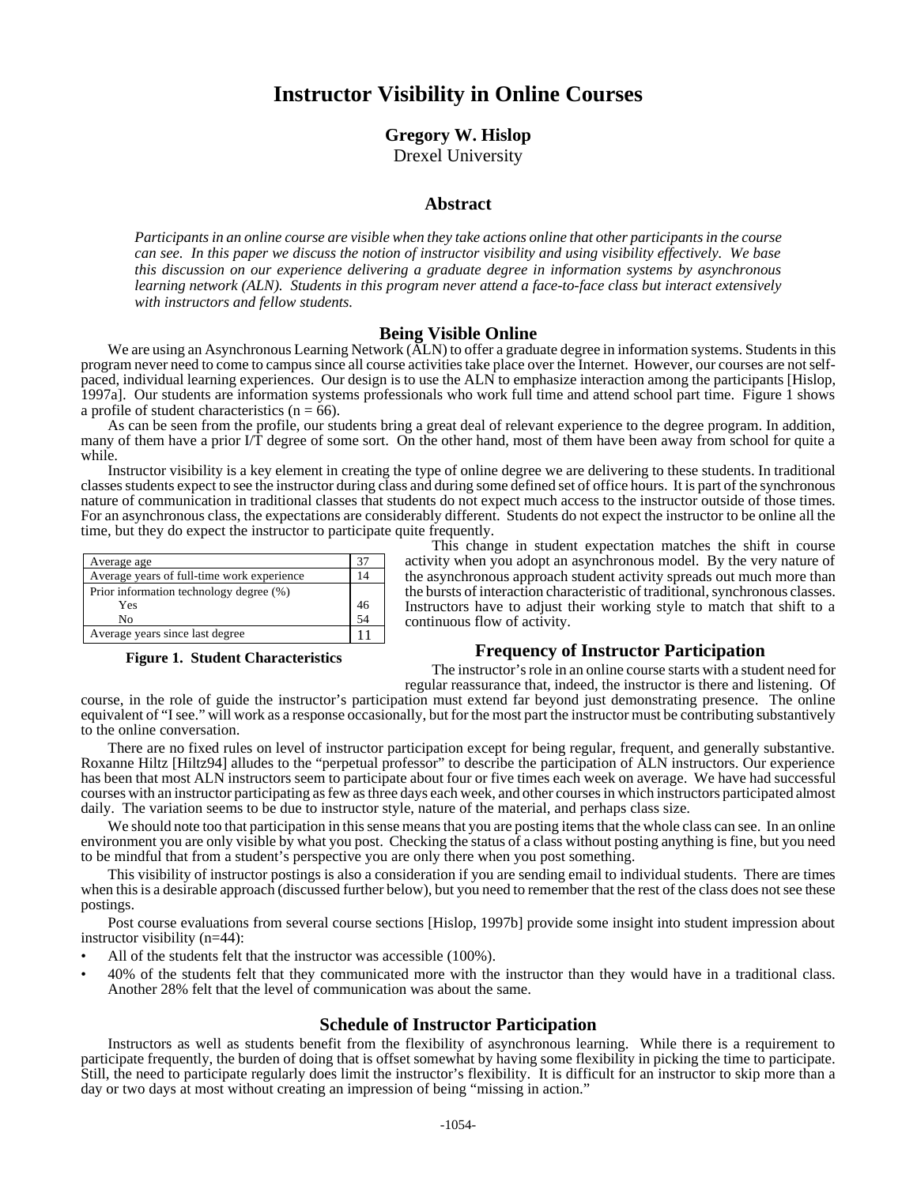# Instructor Visibility in Online Courses

**Gregory W. Hislop**
Drexel University

## Abstract

*Participants in an online course are visible when they take actions online that other participants in the course can see. In this paper we discuss the notion of instructor visibility and using visibility effectively. We base this discussion on our experience delivering a graduate degree in information systems by asynchronous learning network (ALN). Students in this program never attend a face-to-face class but interact extensively with instructors and fellow students.*

## Being Visible Online

We are using an Asynchronous Learning Network (ALN) to offer a graduate degree in information systems. Students in this program never need to come to campus since all course activities take place over the Internet. However, our courses are not self-paced, individual learning experiences. Our design is to use the ALN to emphasize interaction among the participants [Hislop, 1997a]. Our students are information systems professionals who work full time and attend school part time. Figure 1 shows a profile of student characteristics (n = 66).

As can be seen from the profile, our students bring a great deal of relevant experience to the degree program. In addition, many of them have a prior I/T degree of some sort. On the other hand, most of them have been away from school for quite a while.

Instructor visibility is a key element in creating the type of online degree we are delivering to these students. In traditional classes students expect to see the instructor during class and during some defined set of office hours. It is part of the synchronous nature of communication in traditional classes that students do not expect much access to the instructor outside of those times. For an asynchronous class, the expectations are considerably different. Students do not expect the instructor to be online all the time, but they do expect the instructor to participate quite frequently.

| Characteristic | |
|---|---|
| Average age | 37 |
| Average years of full-time work experience | 14 |
| Prior information technology degree (%) | |
| Yes | 46 |
| No | 54 |
| Average years since last degree | 11 |

**Figure 1. Student Characteristics**

This change in student expectation matches the shift in course activity when you adopt an asynchronous model. By the very nature of the asynchronous approach student activity spreads out much more than the bursts of interaction characteristic of traditional, synchronous classes. Instructors have to adjust their working style to match that shift to a continuous flow of activity.

## Frequency of Instructor Participation

The instructor's role in an online course starts with a student need for regular reassurance that, indeed, the instructor is there and listening. Of course, in the role of guide the instructor's participation must extend far beyond just demonstrating presence. The online equivalent of "I see." will work as a response occasionally, but for the most part the instructor must be contributing substantively to the online conversation.

There are no fixed rules on level of instructor participation except for being regular, frequent, and generally substantive. Roxanne Hiltz [Hiltz94] alludes to the "perpetual professor" to describe the participation of ALN instructors. Our experience has been that most ALN instructors seem to participate about four or five times each week on average. We have had successful courses with an instructor participating as few as three days each week, and other courses in which instructors participated almost daily. The variation seems to be due to instructor style, nature of the material, and perhaps class size.

We should note too that participation in this sense means that you are posting items that the whole class can see. In an online environment you are only visible by what you post. Checking the status of a class without posting anything is fine, but you need to be mindful that from a student's perspective you are only there when you post something.

This visibility of instructor postings is also a consideration if you are sending email to individual students. There are times when this is a desirable approach (discussed further below), but you need to remember that the rest of the class does not see these postings.

Post course evaluations from several course sections [Hislop, 1997b] provide some insight into student impression about instructor visibility (n=44):

- All of the students felt that the instructor was accessible (100%).
- 40% of the students felt that they communicated more with the instructor than they would have in a traditional class. Another 28% felt that the level of communication was about the same.

## Schedule of Instructor Participation

Instructors as well as students benefit from the flexibility of asynchronous learning. While there is a requirement to participate frequently, the burden of doing that is offset somewhat by having some flexibility in picking the time to participate. Still, the need to participate regularly does limit the instructor's flexibility. It is difficult for an instructor to skip more than a day or two days at most without creating an impression of being "missing in action."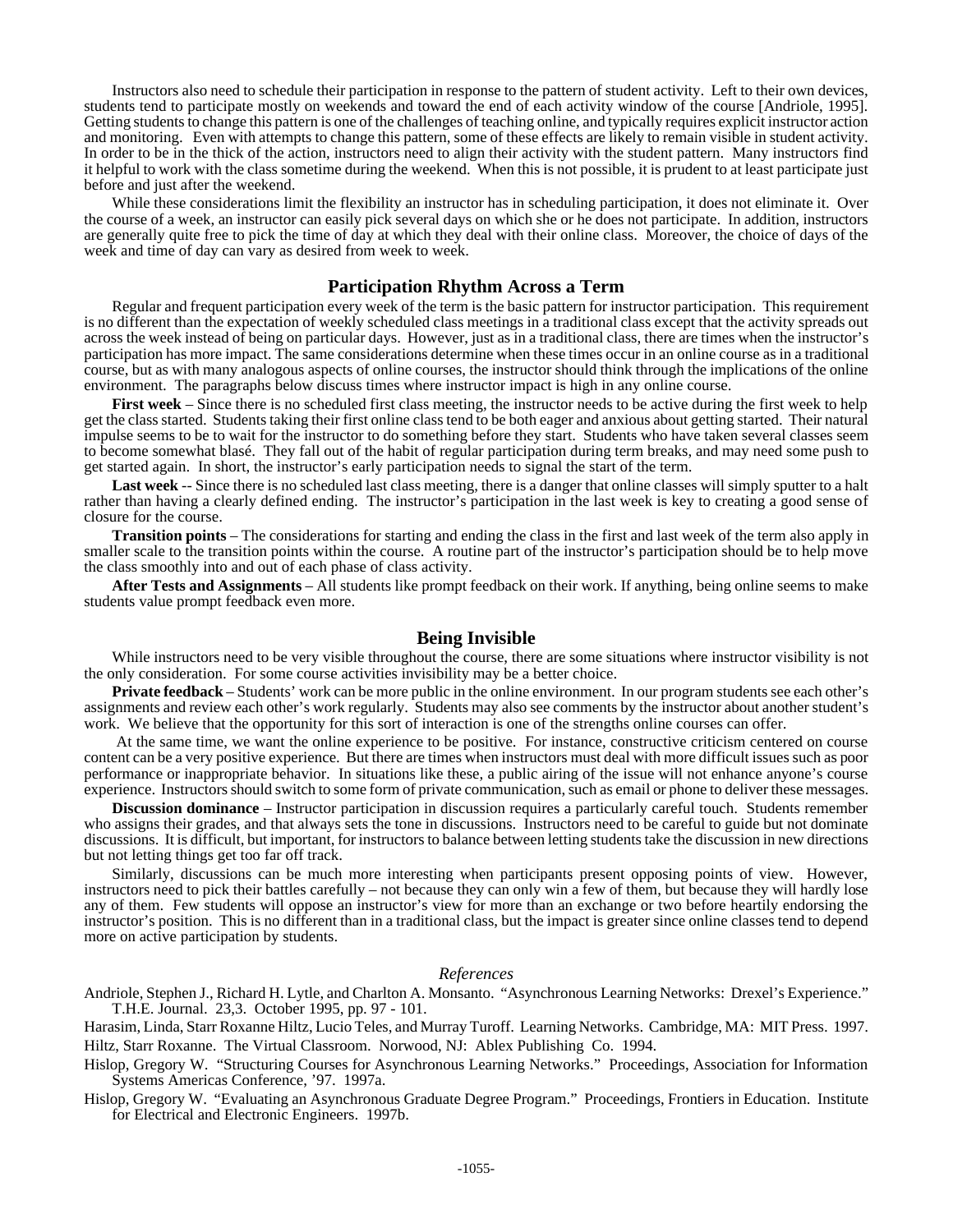Instructors also need to schedule their participation in response to the pattern of student activity. Left to their own devices, students tend to participate mostly on weekends and toward the end of each activity window of the course [Andriole, 1995]. Getting students to change this pattern is one of the challenges of teaching online, and typically requires explicit instructor action and monitoring. Even with attempts to change this pattern, some of these effects are likely to remain visible in student activity. In order to be in the thick of the action, instructors need to align their activity with the student pattern. Many instructors find it helpful to work with the class sometime during the weekend. When this is not possible, it is prudent to at least participate just before and just after the weekend.

While these considerations limit the flexibility an instructor has in scheduling participation, it does not eliminate it. Over the course of a week, an instructor can easily pick several days on which she or he does not participate. In addition, instructors are generally quite free to pick the time of day at which they deal with their online class. Moreover, the choice of days of the week and time of day can vary as desired from week to week.

## Participation Rhythm Across a Term

Regular and frequent participation every week of the term is the basic pattern for instructor participation. This requirement is no different than the expectation of weekly scheduled class meetings in a traditional class except that the activity spreads out across the week instead of being on particular days. However, just as in a traditional class, there are times when the instructor's participation has more impact. The same considerations determine when these times occur in an online course as in a traditional course, but as with many analogous aspects of online courses, the instructor should think through the implications of the online environment. The paragraphs below discuss times where instructor impact is high in any online course.

**First week** – Since there is no scheduled first class meeting, the instructor needs to be active during the first week to help get the class started. Students taking their first online class tend to be both eager and anxious about getting started. Their natural impulse seems to be to wait for the instructor to do something before they start. Students who have taken several classes seem to become somewhat blasé. They fall out of the habit of regular participation during term breaks, and may need some push to get started again. In short, the instructor's early participation needs to signal the start of the term.

**Last week** -- Since there is no scheduled last class meeting, there is a danger that online classes will simply sputter to a halt rather than having a clearly defined ending. The instructor's participation in the last week is key to creating a good sense of closure for the course.

**Transition points** – The considerations for starting and ending the class in the first and last week of the term also apply in smaller scale to the transition points within the course. A routine part of the instructor's participation should be to help move the class smoothly into and out of each phase of class activity.

**After Tests and Assignments** – All students like prompt feedback on their work. If anything, being online seems to make students value prompt feedback even more.

## Being Invisible

While instructors need to be very visible throughout the course, there are some situations where instructor visibility is not the only consideration. For some course activities invisibility may be a better choice.

**Private feedback** – Students' work can be more public in the online environment. In our program students see each other's assignments and review each other's work regularly. Students may also see comments by the instructor about another student's work. We believe that the opportunity for this sort of interaction is one of the strengths online courses can offer.

At the same time, we want the online experience to be positive. For instance, constructive criticism centered on course content can be a very positive experience. But there are times when instructors must deal with more difficult issues such as poor performance or inappropriate behavior. In situations like these, a public airing of the issue will not enhance anyone's course experience. Instructors should switch to some form of private communication, such as email or phone to deliver these messages.

**Discussion dominance** – Instructor participation in discussion requires a particularly careful touch. Students remember who assigns their grades, and that always sets the tone in discussions. Instructors need to be careful to guide but not dominate discussions. It is difficult, but important, for instructors to balance between letting students take the discussion in new directions but not letting things get too far off track.

Similarly, discussions can be much more interesting when participants present opposing points of view. However, instructors need to pick their battles carefully – not because they can only win a few of them, but because they will hardly lose any of them. Few students will oppose an instructor's view for more than an exchange or two before heartily endorsing the instructor's position. This is no different than in a traditional class, but the impact is greater since online classes tend to depend more on active participation by students.

### *References*

Andriole, Stephen J., Richard H. Lytle, and Charlton A. Monsanto. "Asynchronous Learning Networks: Drexel's Experience." T.H.E. Journal. 23,3. October 1995, pp. 97 - 101.

Harasim, Linda, Starr Roxanne Hiltz, Lucio Teles, and Murray Turoff. Learning Networks. Cambridge, MA: MIT Press. 1997.

Hiltz, Starr Roxanne. The Virtual Classroom. Norwood, NJ: Ablex Publishing Co. 1994.

Hislop, Gregory W. "Structuring Courses for Asynchronous Learning Networks." Proceedings, Association for Information Systems Americas Conference, '97. 1997a.

Hislop, Gregory W. "Evaluating an Asynchronous Graduate Degree Program." Proceedings, Frontiers in Education. Institute for Electrical and Electronic Engineers. 1997b.